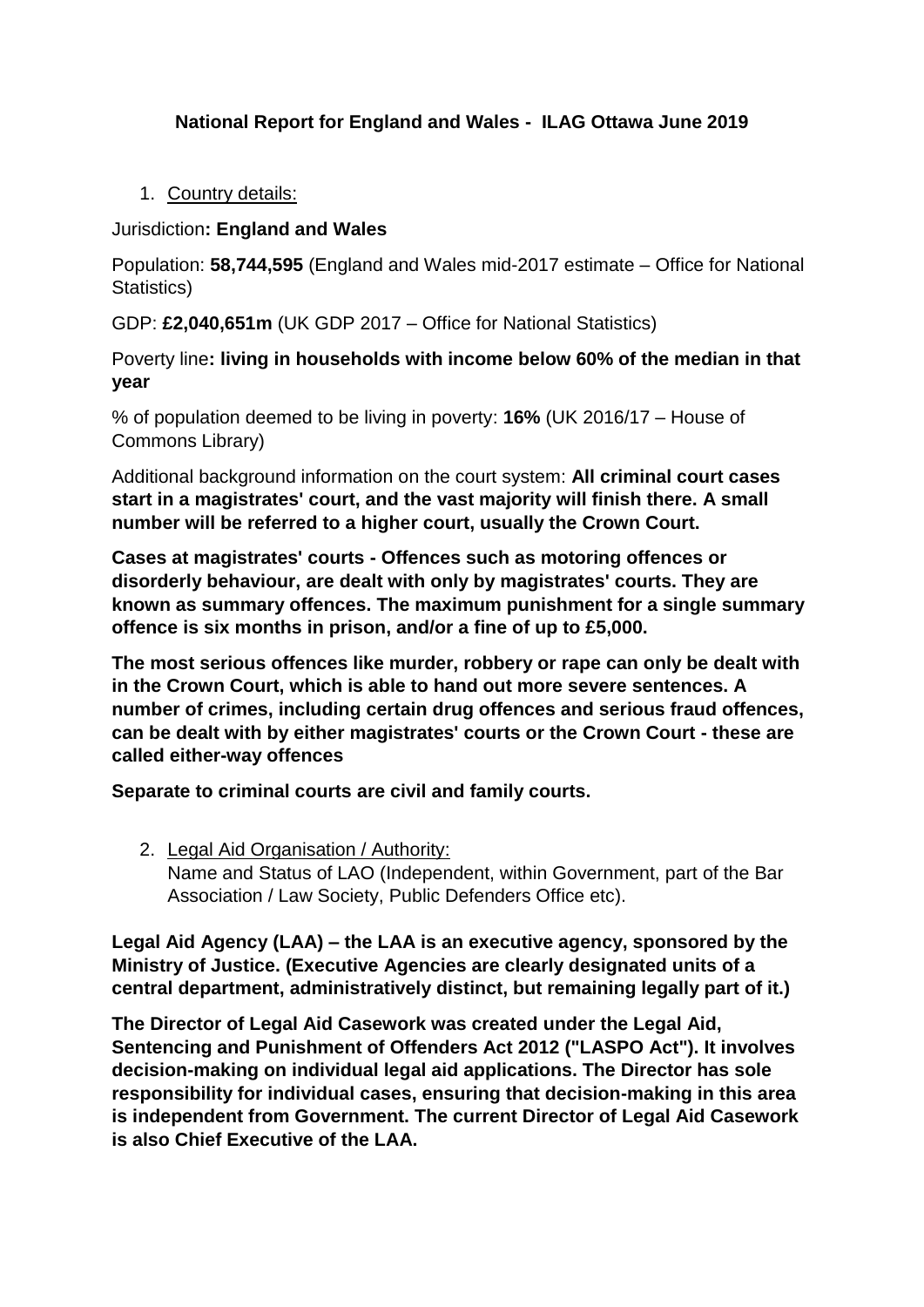# National Report for England and Wales - ILAG Ottawa June 2019

1. Country details:

Jurisdiction**: England and Wales**

Population: **58,744,595** (England and Wales mid-2017 estimate – Office for National Statistics)

GDP: **£2,040,651m** (UK GDP 2017 – Office for National Statistics)

Poverty line**: living in households with income below 60% of the median in that year**

% of population deemed to be living in poverty: **16%** (UK 2016/17 – House of Commons Library)

Additional background information on the court system: **All criminal court cases start in a magistrates' court, and the vast majority will finish there. A small number will be referred to a higher court, usually the Crown Court.**

**Cases at magistrates' courts - Offences such as motoring offences or disorderly behaviour, are dealt with only by magistrates' courts. They are known as summary offences. The maximum punishment for a single summary offence is six months in prison, and/or a fine of up to £5,000.**

**The most serious offences like murder, robbery or rape can only be dealt with in the Crown Court, which is able to hand out more severe sentences. A number of crimes, including certain drug offences and serious fraud offences, can be dealt with by either magistrates' courts or the Crown Court - these are called either-way offences**

**Separate to criminal courts are civil and family courts.**

2. Legal Aid Organisation / Authority:
   Name and Status of LAO (Independent, within Government, part of the Bar Association / Law Society, Public Defenders Office etc).

**Legal Aid Agency (LAA) – the LAA is an executive agency, sponsored by the Ministry of Justice. (Executive Agencies are clearly designated units of a central department, administratively distinct, but remaining legally part of it.)**

**The Director of Legal Aid Casework was created under the Legal Aid, Sentencing and Punishment of Offenders Act 2012 ("LASPO Act"). It involves decision-making on individual legal aid applications. The Director has sole responsibility for individual cases, ensuring that decision-making in this area is independent from Government. The current Director of Legal Aid Casework is also Chief Executive of the LAA.**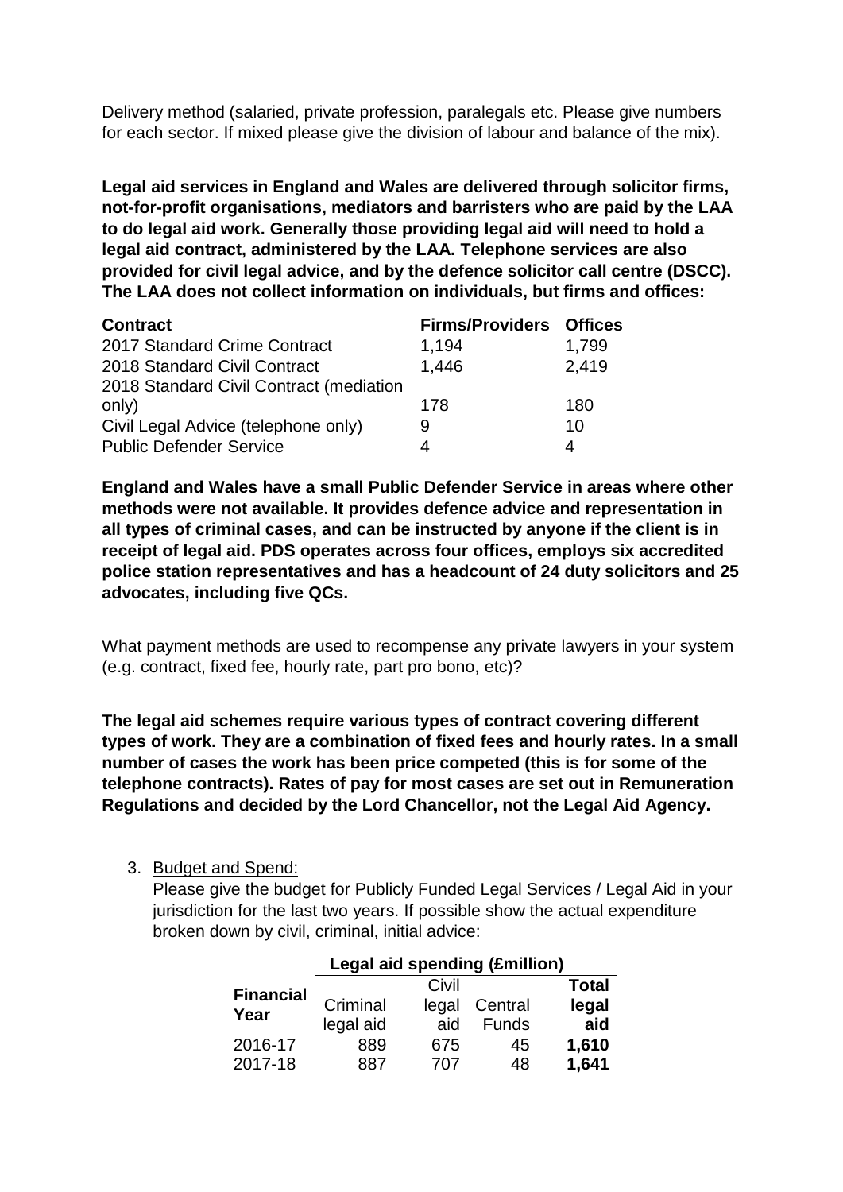Delivery method (salaried, private profession, paralegals etc. Please give numbers for each sector. If mixed please give the division of labour and balance of the mix).

**Legal aid services in England and Wales are delivered through solicitor firms, not-for-profit organisations, mediators and barristers who are paid by the LAA to do legal aid work. Generally those providing legal aid will need to hold a legal aid contract, administered by the LAA. Telephone services are also provided for civil legal advice, and by the defence solicitor call centre (DSCC). The LAA does not collect information on individuals, but firms and offices:**

| Contract | Firms/Providers | Offices |
|---|---|---|
| 2017 Standard Crime Contract | 1,194 | 1,799 |
| 2018 Standard Civil Contract | 1,446 | 2,419 |
| 2018 Standard Civil Contract (mediation only) | 178 | 180 |
| Civil Legal Advice (telephone only) | 9 | 10 |
| Public Defender Service | 4 | 4 |

**England and Wales have a small Public Defender Service in areas where other methods were not available. It provides defence advice and representation in all types of criminal cases, and can be instructed by anyone if the client is in receipt of legal aid. PDS operates across four offices, employs six accredited police station representatives and has a headcount of 24 duty solicitors and 25 advocates, including five QCs.**

What payment methods are used to recompense any private lawyers in your system (e.g. contract, fixed fee, hourly rate, part pro bono, etc)?

**The legal aid schemes require various types of contract covering different types of work. They are a combination of fixed fees and hourly rates. In a small number of cases the work has been price competed (this is for some of the telephone contracts). Rates of pay for most cases are set out in Remuneration Regulations and decided by the Lord Chancellor, not the Legal Aid Agency.**

3. Budget and Spend:
   Please give the budget for Publicly Funded Legal Services / Legal Aid in your jurisdiction for the last two years. If possible show the actual expenditure broken down by civil, criminal, initial advice:

| | Legal aid spending (£million) | | | |
|---|---|---|---|---|
| **Financial Year** | Criminal legal aid | Civil legal aid | Central Funds | **Total legal aid** |
| 2016-17 | 889 | 675 | 45 | **1,610** |
| 2017-18 | 887 | 707 | 48 | **1,641** |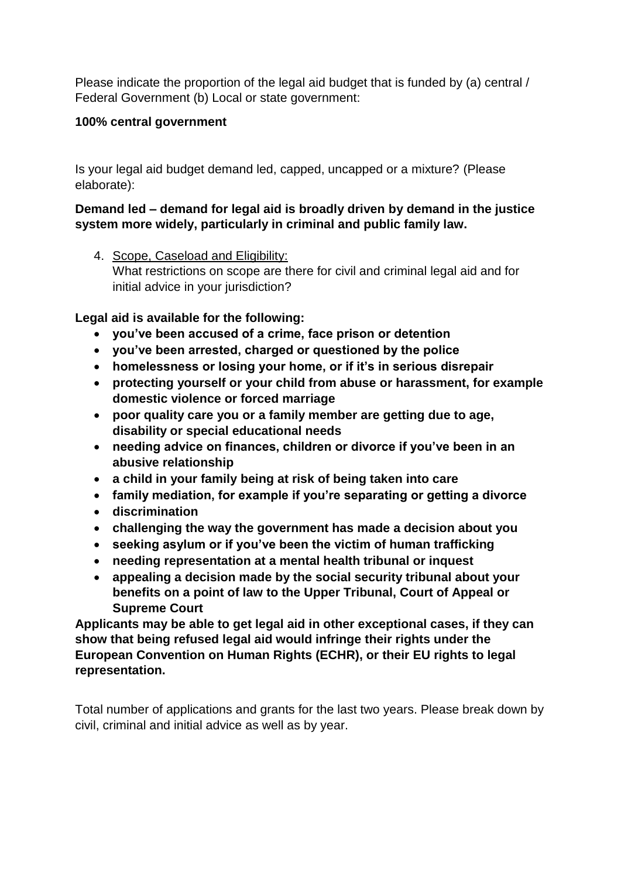Please indicate the proportion of the legal aid budget that is funded by (a) central / Federal Government (b) Local or state government:

**100% central government**

Is your legal aid budget demand led, capped, uncapped or a mixture? (Please elaborate):

**Demand led – demand for legal aid is broadly driven by demand in the justice system more widely, particularly in criminal and public family law.**

4. Scope, Caseload and Eligibility:
   What restrictions on scope are there for civil and criminal legal aid and for initial advice in your jurisdiction?

**Legal aid is available for the following:**

- **you've been accused of a crime, face prison or detention**
- **you've been arrested, charged or questioned by the police**
- **homelessness or losing your home, or if it's in serious disrepair**
- **protecting yourself or your child from abuse or harassment, for example domestic violence or forced marriage**
- **poor quality care you or a family member are getting due to age, disability or special educational needs**
- **needing advice on finances, children or divorce if you've been in an abusive relationship**
- **a child in your family being at risk of being taken into care**
- **family mediation, for example if you're separating or getting a divorce**
- **discrimination**
- **challenging the way the government has made a decision about you**
- **seeking asylum or if you've been the victim of human trafficking**
- **needing representation at a mental health tribunal or inquest**
- **appealing a decision made by the social security tribunal about your benefits on a point of law to the Upper Tribunal, Court of Appeal or Supreme Court**

**Applicants may be able to get legal aid in other exceptional cases, if they can show that being refused legal aid would infringe their rights under the European Convention on Human Rights (ECHR), or their EU rights to legal representation.**

Total number of applications and grants for the last two years. Please break down by civil, criminal and initial advice as well as by year.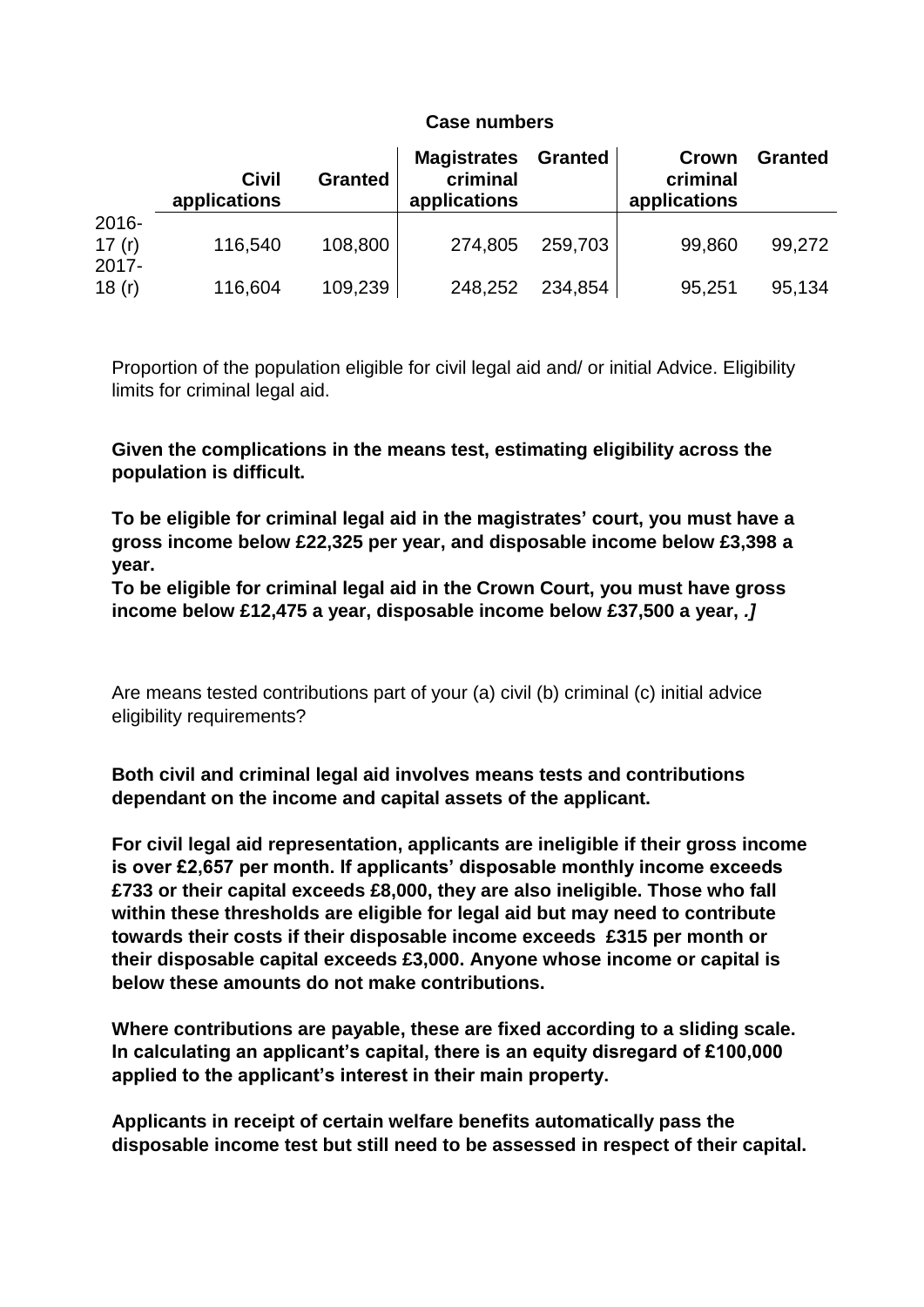**Case numbers**

| | Civil applications | Granted | Magistrates criminal applications | Granted | Crown criminal applications | Granted |
|---|---|---|---|---|---|---|
| 2016-17 (r) | 116,540 | 108,800 | 274,805 | 259,703 | 99,860 | 99,272 |
| 2017-18 (r) | 116,604 | 109,239 | 248,252 | 234,854 | 95,251 | 95,134 |

Proportion of the population eligible for civil legal aid and/ or initial Advice. Eligibility limits for criminal legal aid.

**Given the complications in the means test, estimating eligibility across the population is difficult.**

**To be eligible for criminal legal aid in the magistrates' court, you must have a gross income below £22,325 per year, and disposable income below £3,398 a year.**
**To be eligible for criminal legal aid in the Crown Court, you must have gross income below £12,475 a year, disposable income below £37,500 a year, .]**

Are means tested contributions part of your (a) civil (b) criminal (c) initial advice eligibility requirements?

**Both civil and criminal legal aid involves means tests and contributions dependant on the income and capital assets of the applicant.**

**For civil legal aid representation, applicants are ineligible if their gross income is over £2,657 per month. If applicants' disposable monthly income exceeds £733 or their capital exceeds £8,000, they are also ineligible. Those who fall within these thresholds are eligible for legal aid but may need to contribute towards their costs if their disposable income exceeds £315 per month or their disposable capital exceeds £3,000. Anyone whose income or capital is below these amounts do not make contributions.**

**Where contributions are payable, these are fixed according to a sliding scale. In calculating an applicant's capital, there is an equity disregard of £100,000 applied to the applicant's interest in their main property.**

**Applicants in receipt of certain welfare benefits automatically pass the disposable income test but still need to be assessed in respect of their capital.**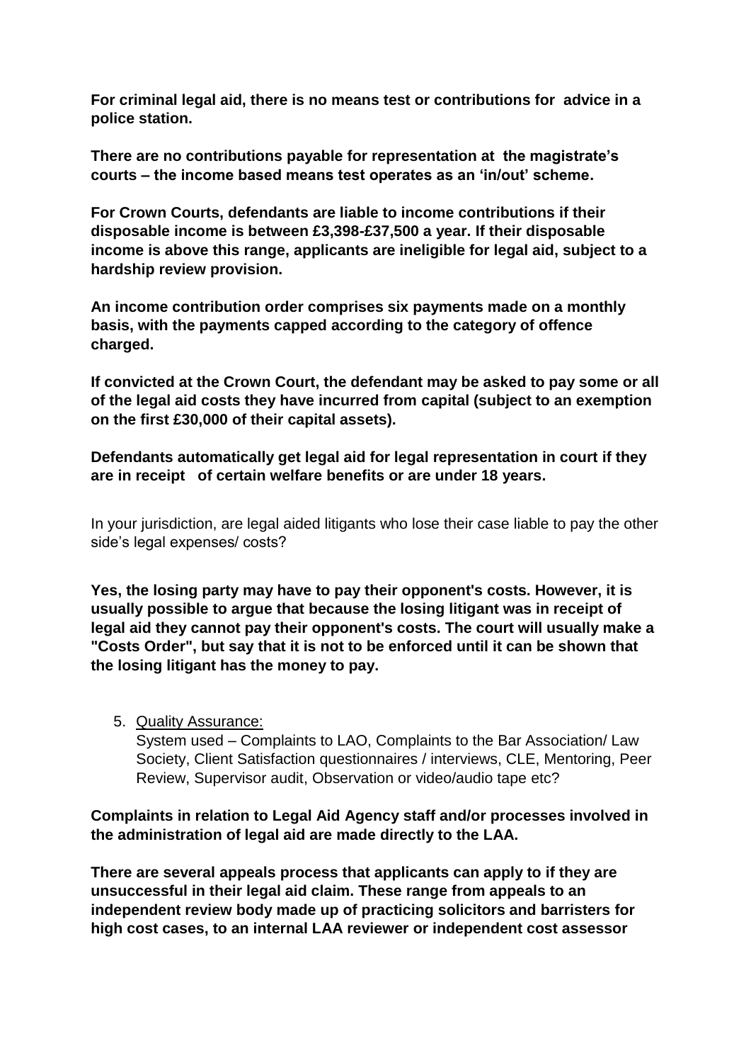**For criminal legal aid, there is no means test or contributions for advice in a police station.**

**There are no contributions payable for representation at the magistrate's courts – the income based means test operates as an 'in/out' scheme.**

**For Crown Courts, defendants are liable to income contributions if their disposable income is between £3,398-£37,500 a year. If their disposable income is above this range, applicants are ineligible for legal aid, subject to a hardship review provision.**

**An income contribution order comprises six payments made on a monthly basis, with the payments capped according to the category of offence charged.**

**If convicted at the Crown Court, the defendant may be asked to pay some or all of the legal aid costs they have incurred from capital (subject to an exemption on the first £30,000 of their capital assets).**

**Defendants automatically get legal aid for legal representation in court if they are in receipt of certain welfare benefits or are under 18 years.**

In your jurisdiction, are legal aided litigants who lose their case liable to pay the other side's legal expenses/ costs?

**Yes, the losing party may have to pay their opponent's costs. However, it is usually possible to argue that because the losing litigant was in receipt of legal aid they cannot pay their opponent's costs. The court will usually make a "Costs Order", but say that it is not to be enforced until it can be shown that the losing litigant has the money to pay.**

5. Quality Assurance:
   System used – Complaints to LAO, Complaints to the Bar Association/ Law Society, Client Satisfaction questionnaires / interviews, CLE, Mentoring, Peer Review, Supervisor audit, Observation or video/audio tape etc?

**Complaints in relation to Legal Aid Agency staff and/or processes involved in the administration of legal aid are made directly to the LAA.**

**There are several appeals process that applicants can apply to if they are unsuccessful in their legal aid claim. These range from appeals to an independent review body made up of practicing solicitors and barristers for high cost cases, to an internal LAA reviewer or independent cost assessor**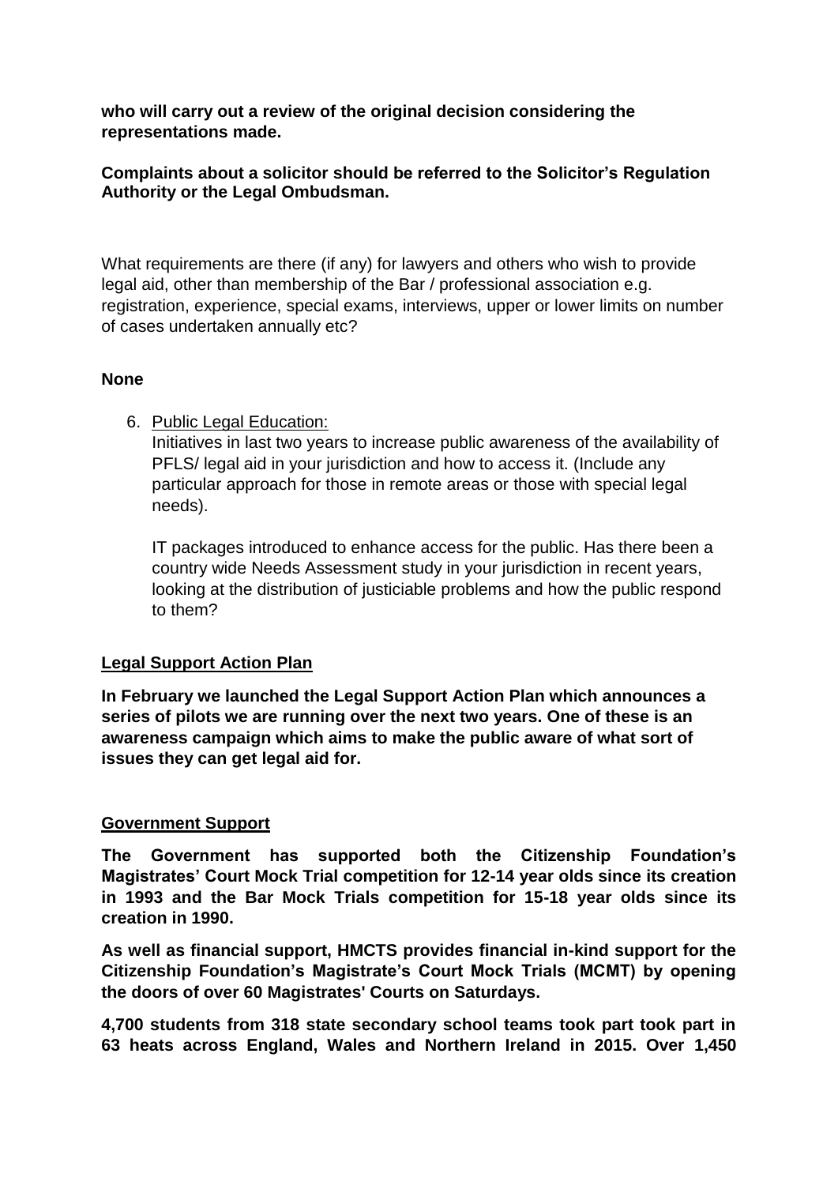**who will carry out a review of the original decision considering the representations made.**

**Complaints about a solicitor should be referred to the Solicitor's Regulation Authority or the Legal Ombudsman.**

What requirements are there (if any) for lawyers and others who wish to provide legal aid, other than membership of the Bar / professional association e.g. registration, experience, special exams, interviews, upper or lower limits on number of cases undertaken annually etc?

**None**

6. Public Legal Education:

   Initiatives in last two years to increase public awareness of the availability of PFLS/ legal aid in your jurisdiction and how to access it. (Include any particular approach for those in remote areas or those with special legal needs).

   IT packages introduced to enhance access for the public. Has there been a country wide Needs Assessment study in your jurisdiction in recent years, looking at the distribution of justiciable problems and how the public respond to them?

**Legal Support Action Plan**

**In February we launched the Legal Support Action Plan which announces a series of pilots we are running over the next two years. One of these is an awareness campaign which aims to make the public aware of what sort of issues they can get legal aid for.**

**Government Support**

**The Government has supported both the Citizenship Foundation's Magistrates' Court Mock Trial competition for 12-14 year olds since its creation in 1993 and the Bar Mock Trials competition for 15-18 year olds since its creation in 1990.**

**As well as financial support, HMCTS provides financial in-kind support for the Citizenship Foundation's Magistrate's Court Mock Trials (MCMT) by opening the doors of over 60 Magistrates' Courts on Saturdays.**

**4,700 students from 318 state secondary school teams took part took part in 63 heats across England, Wales and Northern Ireland in 2015. Over 1,450**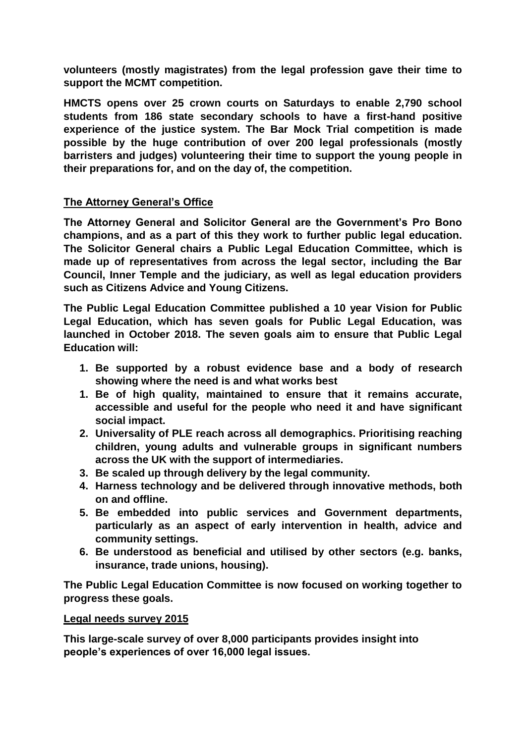**volunteers (mostly magistrates) from the legal profession gave their time to support the MCMT competition.**

**HMCTS opens over 25 crown courts on Saturdays to enable 2,790 school students from 186 state secondary schools to have a first-hand positive experience of the justice system. The Bar Mock Trial competition is made possible by the huge contribution of over 200 legal professionals (mostly barristers and judges) volunteering their time to support the young people in their preparations for, and on the day of, the competition.**

**<u>The Attorney General's Office</u>**

**The Attorney General and Solicitor General are the Government's Pro Bono champions, and as a part of this they work to further public legal education. The Solicitor General chairs a Public Legal Education Committee, which is made up of representatives from across the legal sector, including the Bar Council, Inner Temple and the judiciary, as well as legal education providers such as Citizens Advice and Young Citizens.**

**The Public Legal Education Committee published a 10 year Vision for Public Legal Education, which has seven goals for Public Legal Education, was launched in October 2018. The seven goals aim to ensure that Public Legal Education will:**

1. **Be supported by a robust evidence base and a body of research showing where the need is and what works best**
1. **Be of high quality, maintained to ensure that it remains accurate, accessible and useful for the people who need it and have significant social impact.**
2. **Universality of PLE reach across all demographics. Prioritising reaching children, young adults and vulnerable groups in significant numbers across the UK with the support of intermediaries.**
3. **Be scaled up through delivery by the legal community.**
4. **Harness technology and be delivered through innovative methods, both on and offline.**
5. **Be embedded into public services and Government departments, particularly as an aspect of early intervention in health, advice and community settings.**
6. **Be understood as beneficial and utilised by other sectors (e.g. banks, insurance, trade unions, housing).**

**The Public Legal Education Committee is now focused on working together to progress these goals.**

**<u>Legal needs survey 2015</u>**

**This large-scale survey of over 8,000 participants provides insight into people's experiences of over 16,000 legal issues.**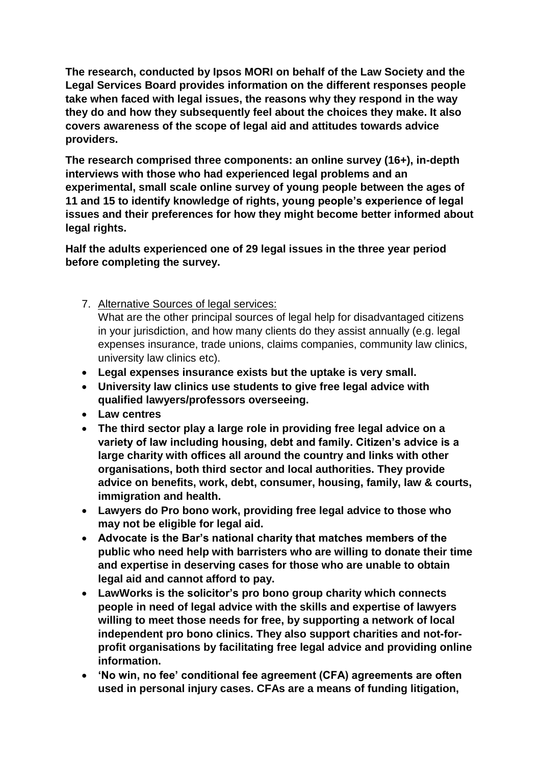**The research, conducted by Ipsos MORI on behalf of the Law Society and the Legal Services Board provides information on the different responses people take when faced with legal issues, the reasons why they respond in the way they do and how they subsequently feel about the choices they make. It also covers awareness of the scope of legal aid and attitudes towards advice providers.**

**The research comprised three components: an online survey (16+), in-depth interviews with those who had experienced legal problems and an experimental, small scale online survey of young people between the ages of 11 and 15 to identify knowledge of rights, young people's experience of legal issues and their preferences for how they might become better informed about legal rights.**

**Half the adults experienced one of 29 legal issues in the three year period before completing the survey.**

7. Alternative Sources of legal services:
   What are the other principal sources of legal help for disadvantaged citizens in your jurisdiction, and how many clients do they assist annually (e.g. legal expenses insurance, trade unions, claims companies, community law clinics, university law clinics etc).

- **Legal expenses insurance exists but the uptake is very small.**
- **University law clinics use students to give free legal advice with qualified lawyers/professors overseeing.**
- **Law centres**
- **The third sector play a large role in providing free legal advice on a variety of law including housing, debt and family. Citizen's advice is a large charity with offices all around the country and links with other organisations, both third sector and local authorities. They provide advice on benefits, work, debt, consumer, housing, family, law & courts, immigration and health.**
- **Lawyers do Pro bono work, providing free legal advice to those who may not be eligible for legal aid.**
- **Advocate is the Bar's national charity that matches members of the public who need help with barristers who are willing to donate their time and expertise in deserving cases for those who are unable to obtain legal aid and cannot afford to pay.**
- **LawWorks is the solicitor's pro bono group charity which connects people in need of legal advice with the skills and expertise of lawyers willing to meet those needs for free, by supporting a network of local independent pro bono clinics. They also support charities and not-for-profit organisations by facilitating free legal advice and providing online information.**
- **'No win, no fee' conditional fee agreement (CFA) agreements are often used in personal injury cases. CFAs are a means of funding litigation,**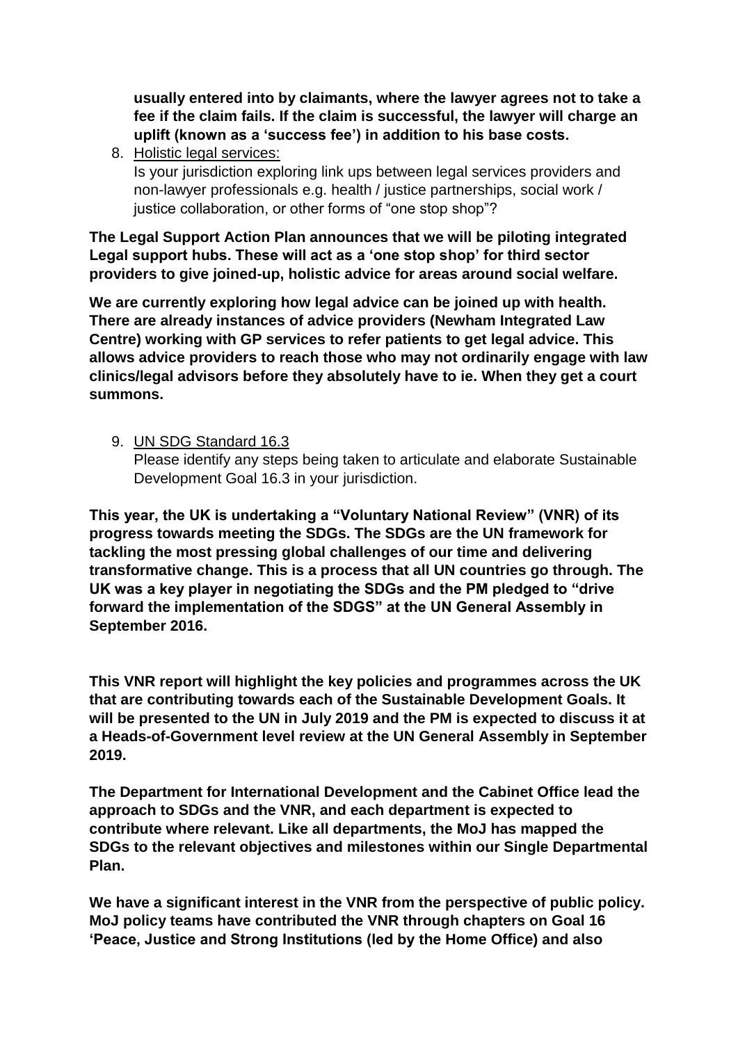**usually entered into by claimants, where the lawyer agrees not to take a fee if the claim fails. If the claim is successful, the lawyer will charge an uplift (known as a 'success fee') in addition to his base costs.**

8. Holistic legal services:
   Is your jurisdiction exploring link ups between legal services providers and non-lawyer professionals e.g. health / justice partnerships, social work / justice collaboration, or other forms of "one stop shop"?

**The Legal Support Action Plan announces that we will be piloting integrated Legal support hubs. These will act as a 'one stop shop' for third sector providers to give joined-up, holistic advice for areas around social welfare.**

**We are currently exploring how legal advice can be joined up with health. There are already instances of advice providers (Newham Integrated Law Centre) working with GP services to refer patients to get legal advice. This allows advice providers to reach those who may not ordinarily engage with law clinics/legal advisors before they absolutely have to ie. When they get a court summons.**

9. UN SDG Standard 16.3
   Please identify any steps being taken to articulate and elaborate Sustainable Development Goal 16.3 in your jurisdiction.

**This year, the UK is undertaking a "Voluntary National Review" (VNR) of its progress towards meeting the SDGs. The SDGs are the UN framework for tackling the most pressing global challenges of our time and delivering transformative change. This is a process that all UN countries go through. The UK was a key player in negotiating the SDGs and the PM pledged to "drive forward the implementation of the SDGS" at the UN General Assembly in September 2016.**

**This VNR report will highlight the key policies and programmes across the UK that are contributing towards each of the Sustainable Development Goals. It will be presented to the UN in July 2019 and the PM is expected to discuss it at a Heads-of-Government level review at the UN General Assembly in September 2019.**

**The Department for International Development and the Cabinet Office lead the approach to SDGs and the VNR, and each department is expected to contribute where relevant. Like all departments, the MoJ has mapped the SDGs to the relevant objectives and milestones within our Single Departmental Plan.**

**We have a significant interest in the VNR from the perspective of public policy. MoJ policy teams have contributed the VNR through chapters on Goal 16 'Peace, Justice and Strong Institutions (led by the Home Office) and also**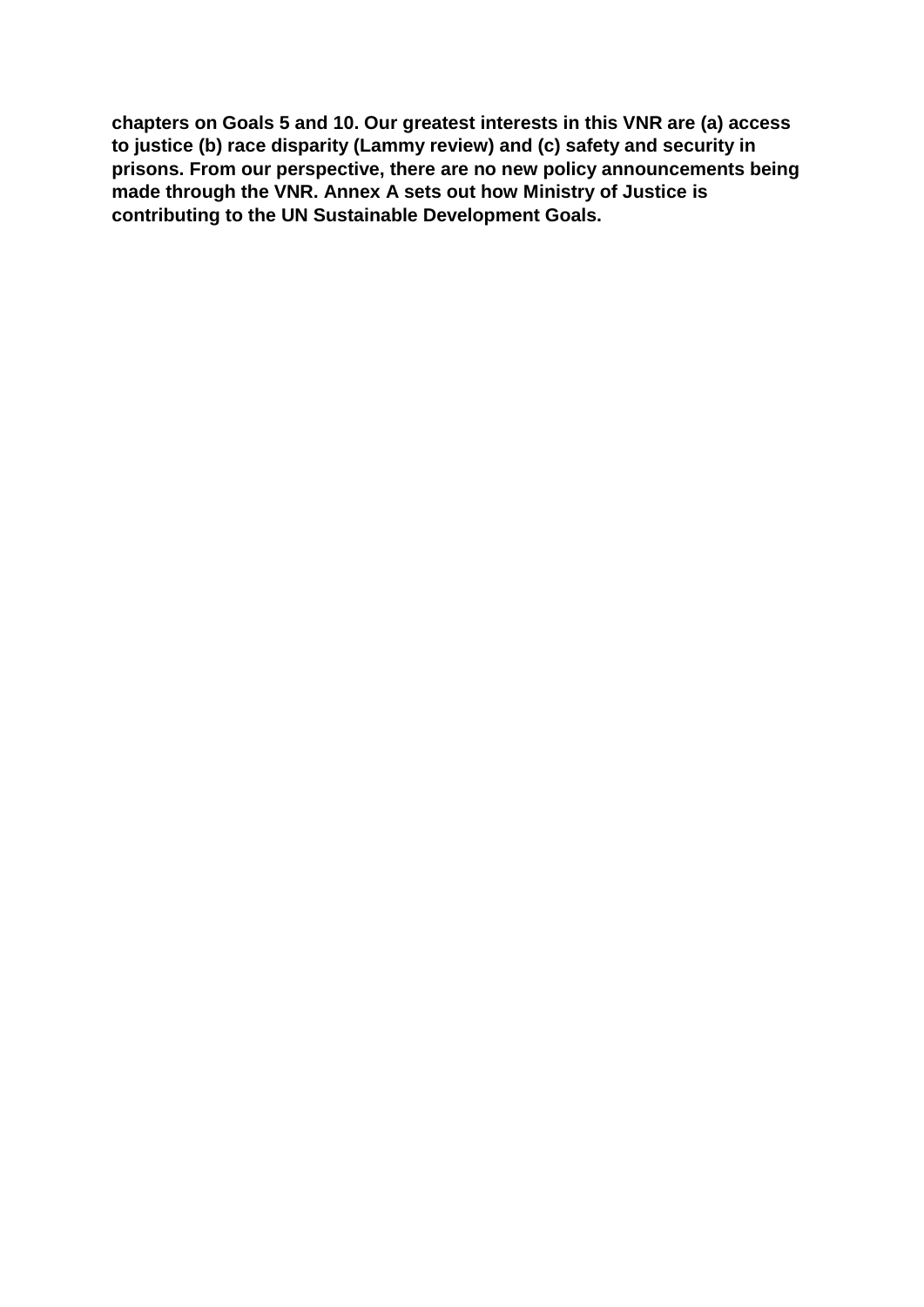**chapters on Goals 5 and 10. Our greatest interests in this VNR are (a) access to justice (b) race disparity (Lammy review) and (c) safety and security in prisons. From our perspective, there are no new policy announcements being made through the VNR. Annex A sets out how Ministry of Justice is contributing to the UN Sustainable Development Goals.**